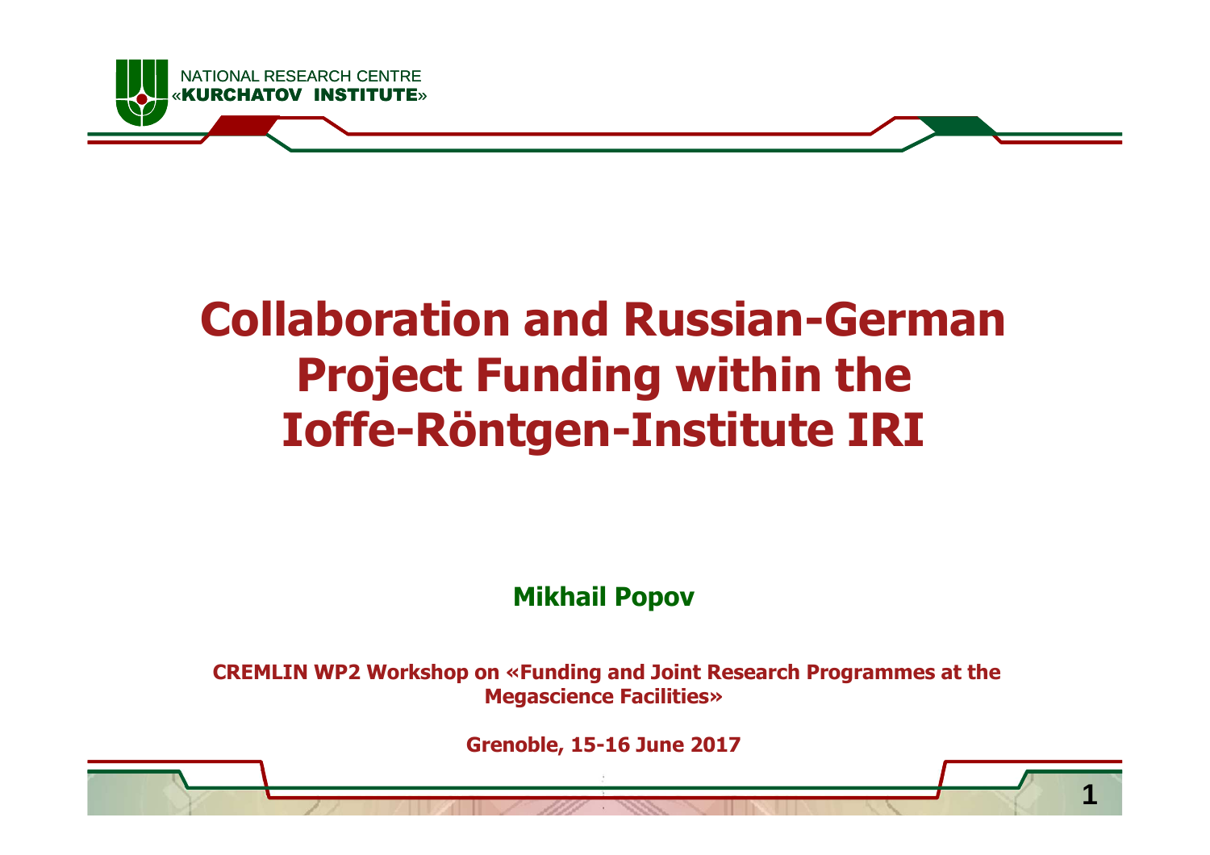NATIONAL RESEARCH CENTRE
«KURCHATOV INSTITUTE»

# Collaboration and Russian-German Project Funding within the Ioffe-Röntgen-Institute IRI

**Mikhail Popov**

**CREMLIN WP2 Workshop on «Funding and Joint Research Programmes at the Megascience Facilities»**

**Grenoble, 15-16 June 2017**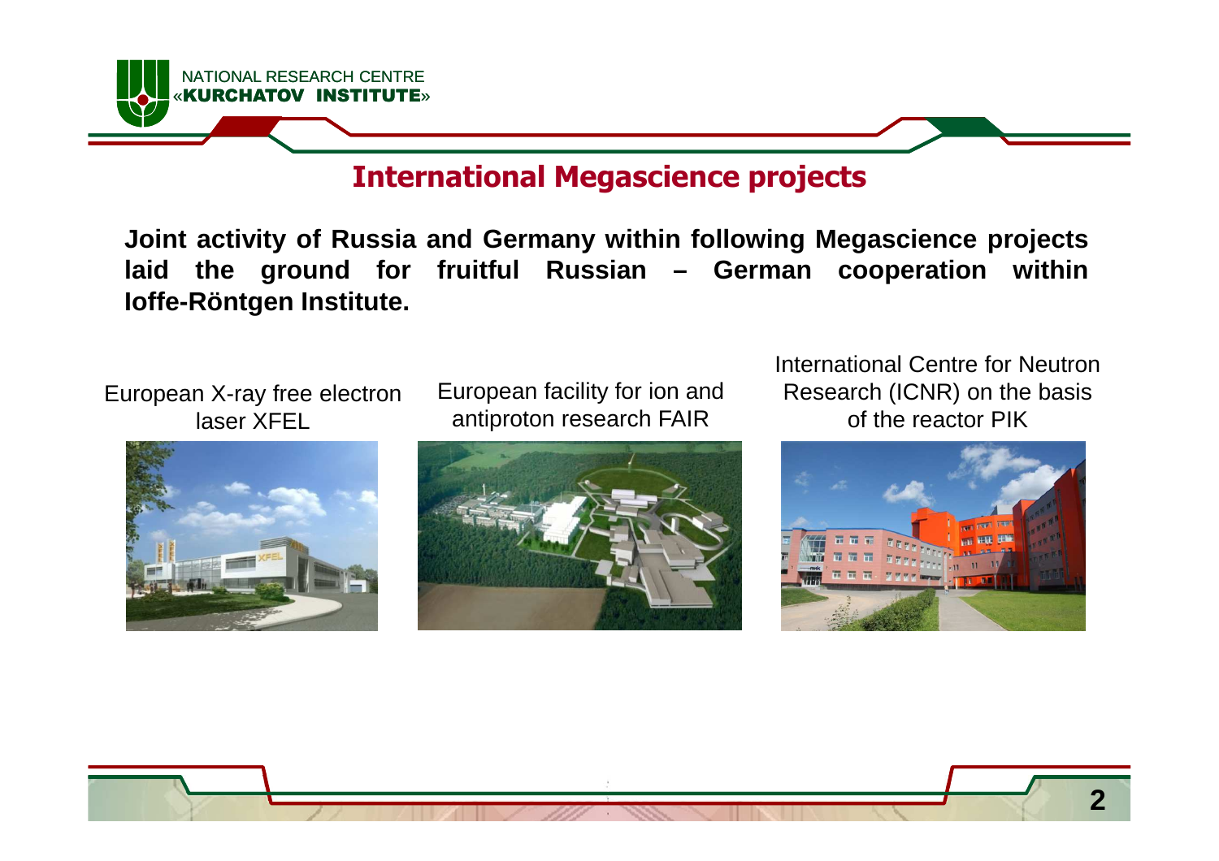## International Megascience projects

**Joint activity of Russia and Germany within following Megascience projects laid the ground for fruitful Russian – German cooperation within Ioffe-Röntgen Institute.**

European X-ray free electron laser XFEL

European facility for ion and antiproton research FAIR

International Centre for Neutron Research (ICNR) on the basis of the reactor PIK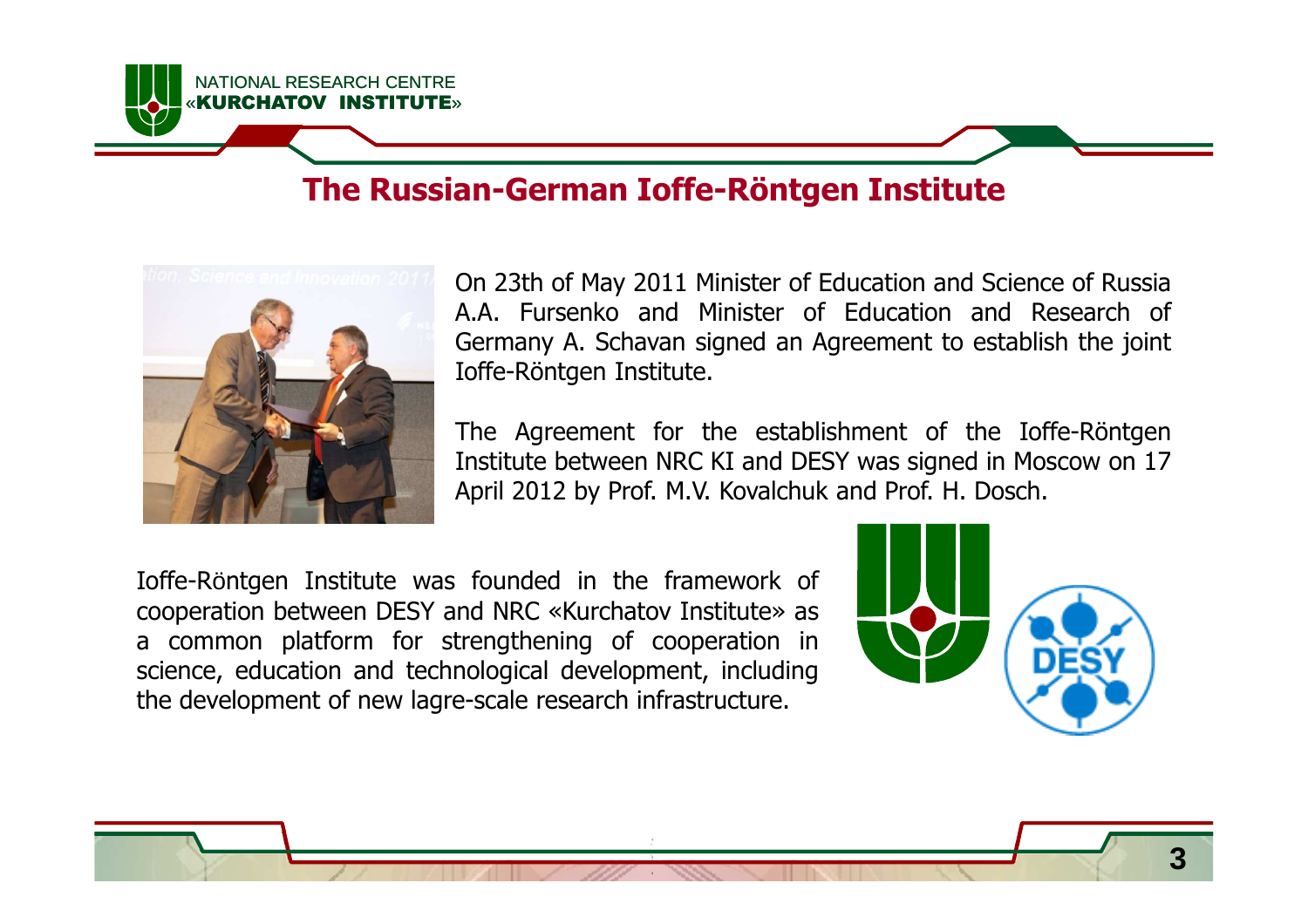## The Russian-German Ioffe-Röntgen Institute

On 23th of May 2011 Minister of Education and Science of Russia A.A. Fursenko and Minister of Education and Research of Germany A. Schavan signed an Agreement to establish the joint Ioffe-Röntgen Institute.

The Agreement for the establishment of the Ioffe-Röntgen Institute between NRC KI and DESY was signed in Moscow on 17 April 2012 by Prof. M.V. Kovalchuk and Prof. H. Dosch.

Ioffe-Röntgen Institute was founded in the framework of cooperation between DESY and NRC «Kurchatov Institute» as a common platform for strengthening of cooperation in science, education and technological development, including the development of new lagre-scale research infrastructure.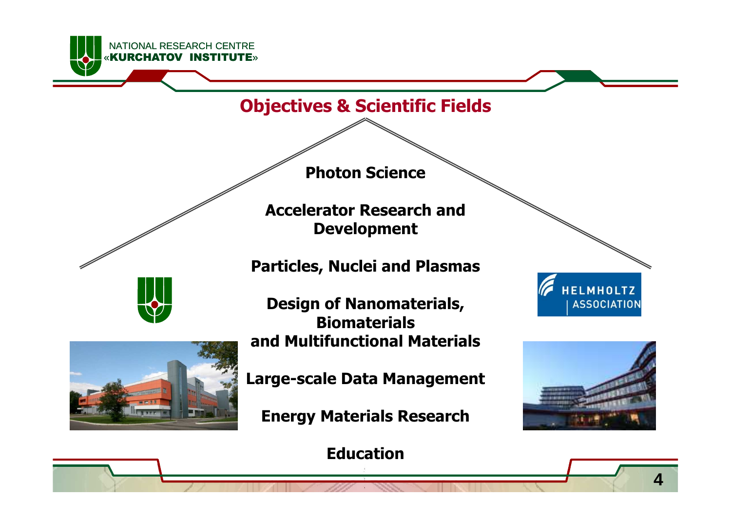# Objectives & Scientific Fields

**Photon Science**

**Accelerator Research and Development**

**Particles, Nuclei and Plasmas**

**Design of Nanomaterials, Biomaterials and Multifunctional Materials**

**Large-scale Data Management**

**Energy Materials Research**

**Education**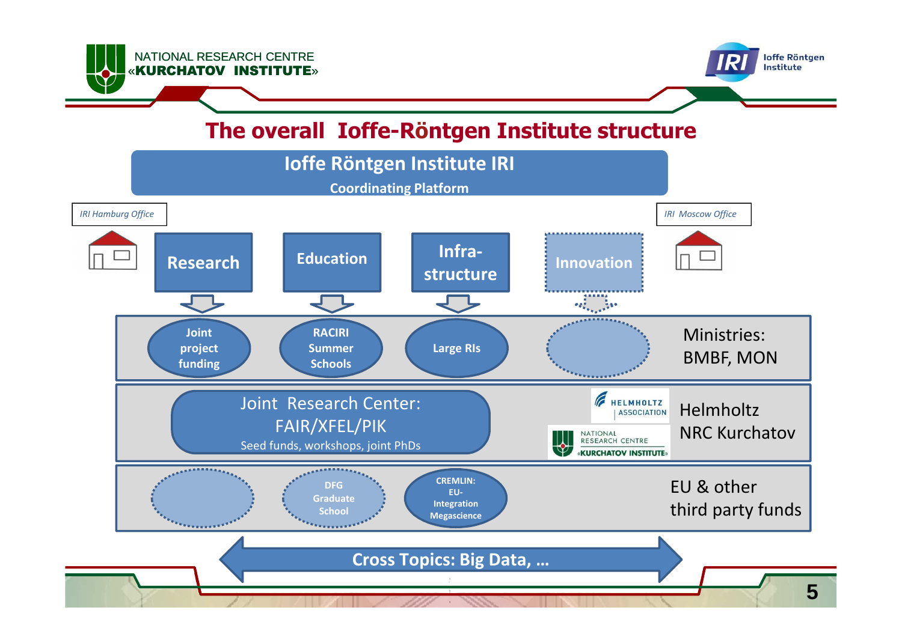# The overall Ioffe-Röntgen Institute structure

**Ioffe Röntgen Institute IRI**
Coordinating Platform

*IRI Hamburg Office*

*IRI Moscow Office*

- Research
- Education
- Infra-structure
- Innovation

| | | | | |
|---|---|---|---|---|
| Joint project funding | RACIRI Summer Schools | Large RIs | | Ministries: BMBF, MON |
| Joint Research Center: FAIR/XFEL/PIK — Seed funds, workshops, joint PhDs | | | | Helmholtz, NRC Kurchatov |
| | DFG Graduate School | CREMLIN: EU-Integration Megascience | | EU & other third party funds |

**Cross Topics: Big Data, ...**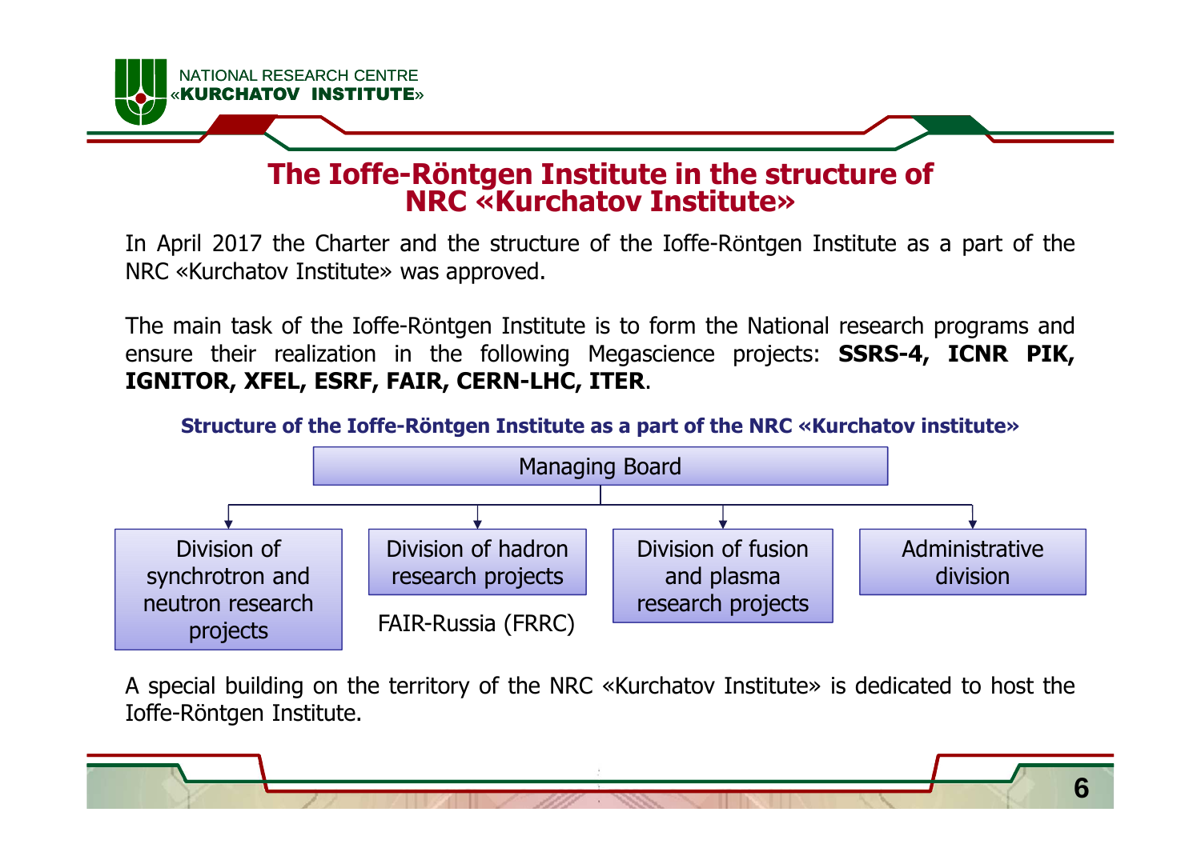# The Ioffe-Röntgen Institute in the structure of NRC «Kurchatov Institute»

In April 2017 the Charter and the structure of the Ioffe-Röntgen Institute as a part of the NRC «Kurchatov Institute» was approved.

The main task of the Ioffe-Röntgen Institute is to form the National research programs and ensure their realization in the following Megascience projects: **SSRS-4, ICNR PIK, IGNITOR, XFEL, ESRF, FAIR, CERN-LHC, ITER**.

### Structure of the Ioffe-Röntgen Institute as a part of the NRC «Kurchatov institute»

- Managing Board
  - Division of synchrotron and neutron research projects
  - Division of hadron research projects
    - FAIR-Russia (FRRC)
  - Division of fusion and plasma research projects
  - Administrative division

A special building on the territory of the NRC «Kurchatov Institute» is dedicated to host the Ioffe-Röntgen Institute.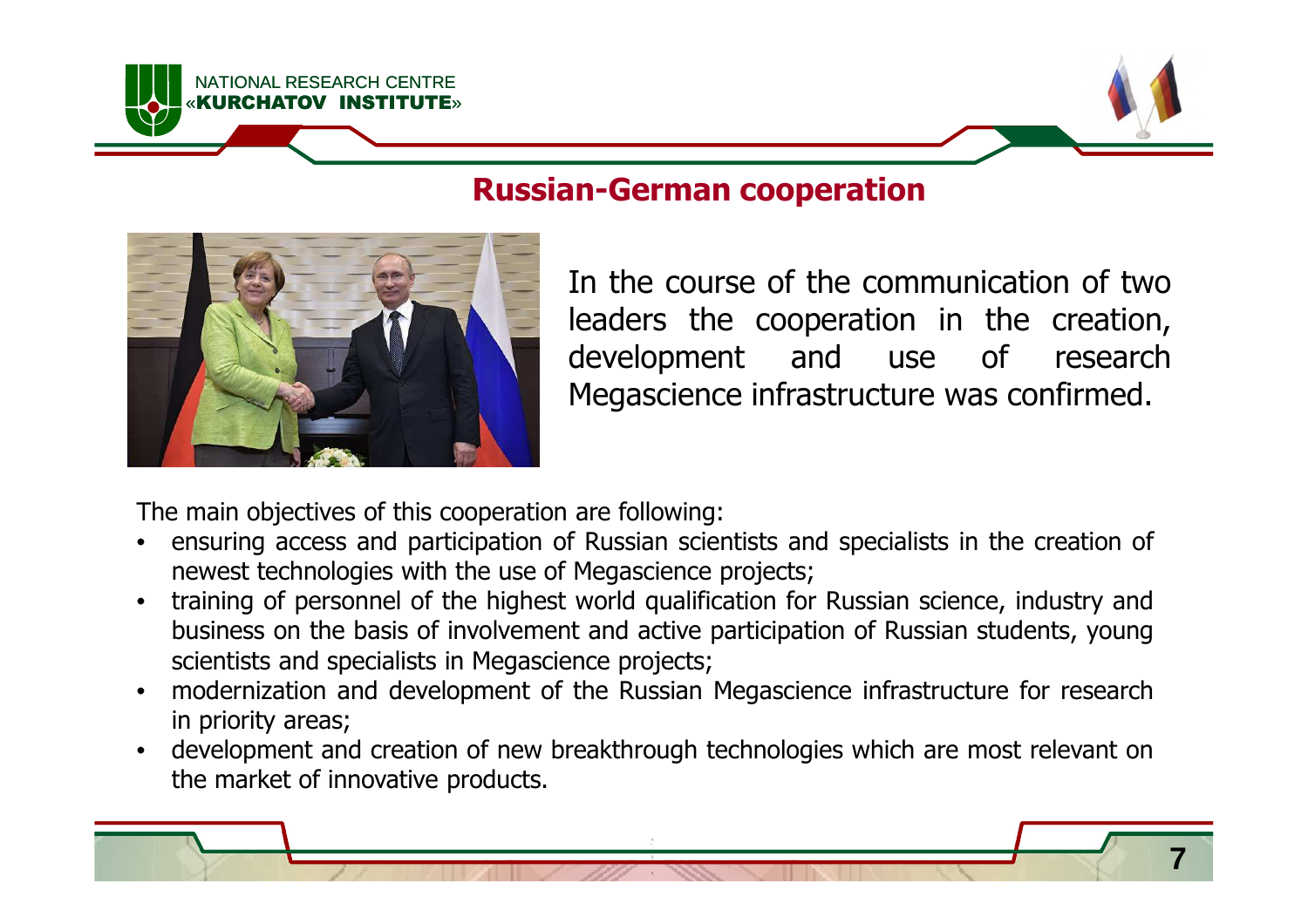## Russian-German cooperation

In the course of the communication of two leaders the cooperation in the creation, development and use of research Megascience infrastructure was confirmed.

The main objectives of this cooperation are following:

- ensuring access and participation of Russian scientists and specialists in the creation of newest technologies with the use of Megascience projects;
- training of personnel of the highest world qualification for Russian science, industry and business on the basis of involvement and active participation of Russian students, young scientists and specialists in Megascience projects;
- modernization and development of the Russian Megascience infrastructure for research in priority areas;
- development and creation of new breakthrough technologies which are most relevant on the market of innovative products.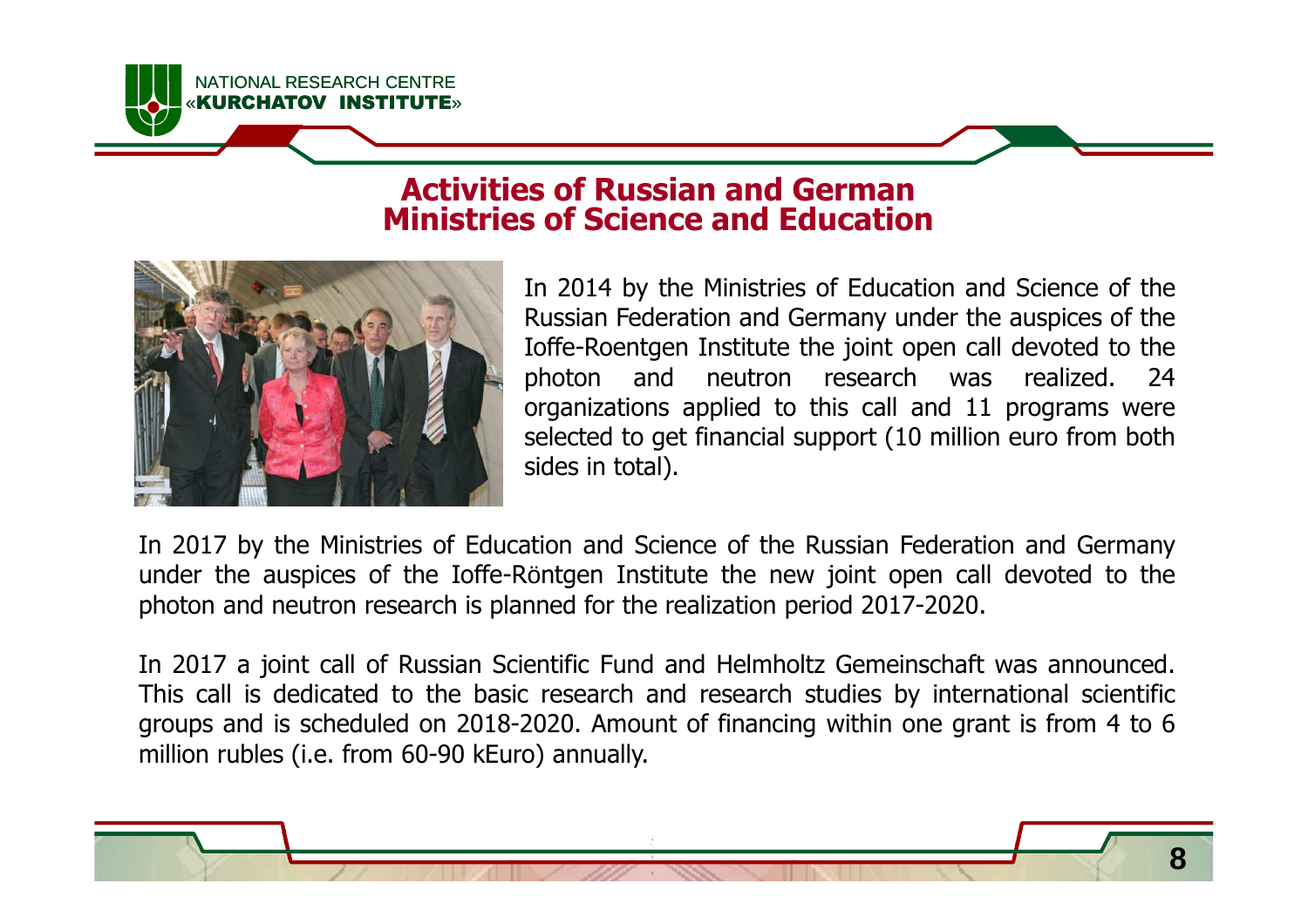# Activities of Russian and German Ministries of Science and Education

In 2014 by the Ministries of Education and Science of the Russian Federation and Germany under the auspices of the Ioffe-Roentgen Institute the joint open call devoted to the photon and neutron research was realized. 24 organizations applied to this call and 11 programs were selected to get financial support (10 million euro from both sides in total).

In 2017 by the Ministries of Education and Science of the Russian Federation and Germany under the auspices of the Ioffe-Röntgen Institute the new joint open call devoted to the photon and neutron research is planned for the realization period 2017-2020.

In 2017 a joint call of Russian Scientific Fund and Helmholtz Gemeinschaft was announced. This call is dedicated to the basic research and research studies by international scientific groups and is scheduled on 2018-2020. Amount of financing within one grant is from 4 to 6 million rubles (i.e. from 60-90 kEuro) annually.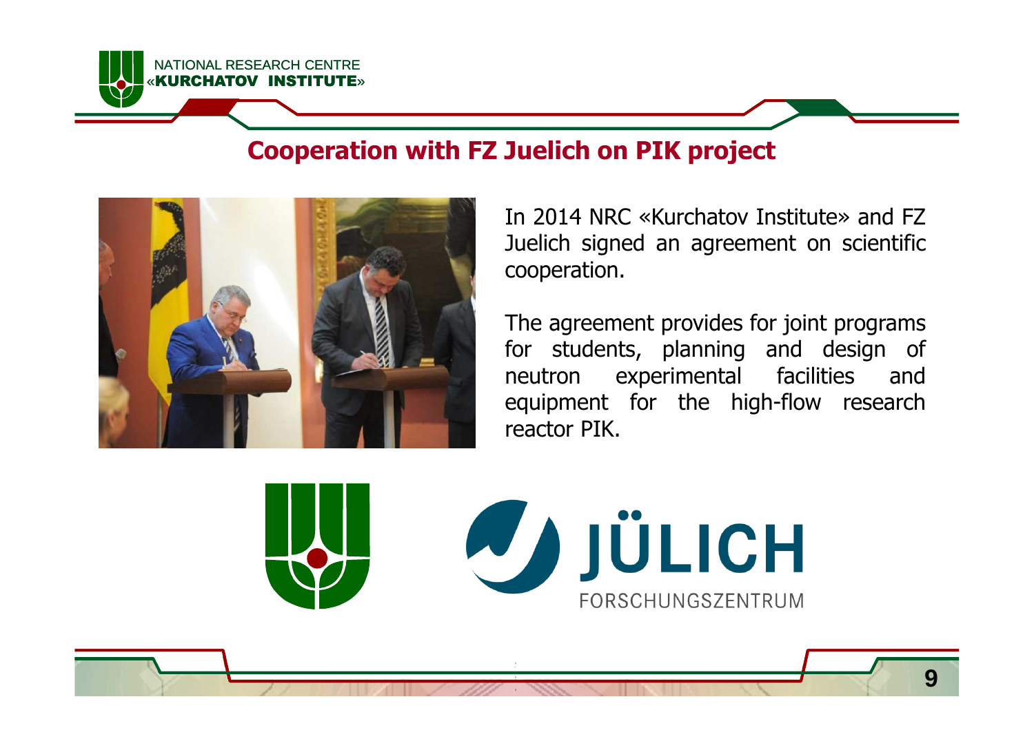## Cooperation with FZ Juelich on PIK project

In 2014 NRC «Kurchatov Institute» and FZ Juelich signed an agreement on scientific cooperation.

The agreement provides for joint programs for students, planning and design of neutron experimental facilities and equipment for the high-flow research reactor PIK.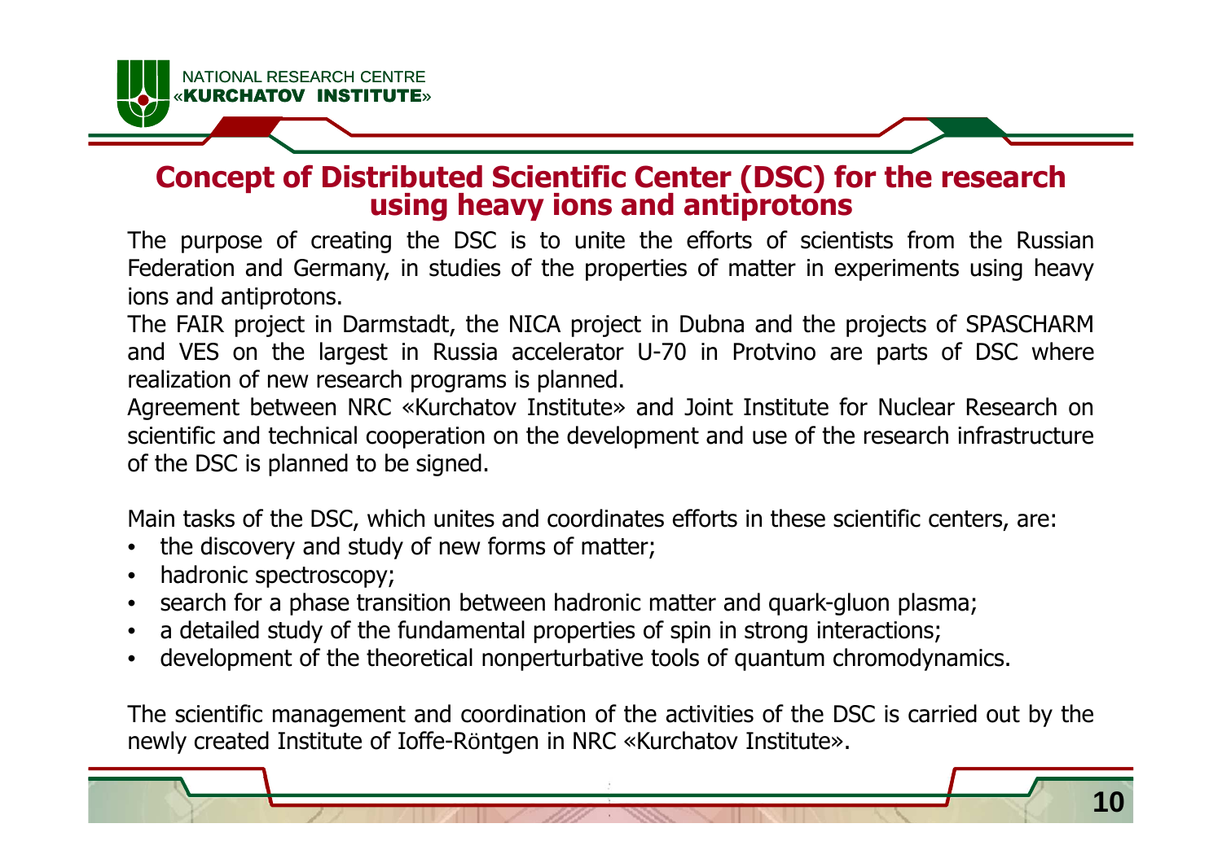## Concept of Distributed Scientific Center (DSC) for the research using heavy ions and antiprotons

The purpose of creating the DSC is to unite the efforts of scientists from the Russian Federation and Germany, in studies of the properties of matter in experiments using heavy ions and antiprotons.

The FAIR project in Darmstadt, the NICA project in Dubna and the projects of SPASCHARM and VES on the largest in Russia accelerator U-70 in Protvino are parts of DSC where realization of new research programs is planned.

Agreement between NRC «Kurchatov Institute» and Joint Institute for Nuclear Research on scientific and technical cooperation on the development and use of the research infrastructure of the DSC is planned to be signed.

Main tasks of the DSC, which unites and coordinates efforts in these scientific centers, are:

- the discovery and study of new forms of matter;
- hadronic spectroscopy;
- search for a phase transition between hadronic matter and quark-gluon plasma;
- a detailed study of the fundamental properties of spin in strong interactions;
- development of the theoretical nonperturbative tools of quantum chromodynamics.

The scientific management and coordination of the activities of the DSC is carried out by the newly created Institute of Ioffe-Röntgen in NRC «Kurchatov Institute».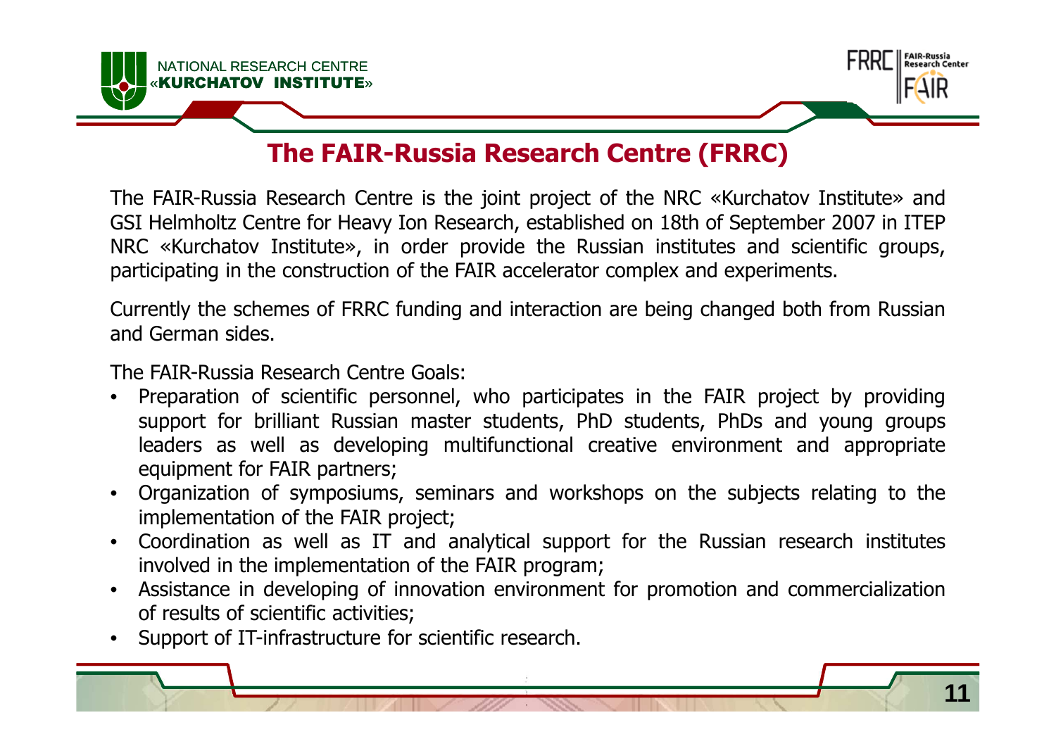# The FAIR-Russia Research Centre (FRRC)

The FAIR-Russia Research Centre is the joint project of the NRC «Kurchatov Institute» and GSI Helmholtz Centre for Heavy Ion Research, established on 18th of September 2007 in ITEP NRC «Kurchatov Institute», in order provide the Russian institutes and scientific groups, participating in the construction of the FAIR accelerator complex and experiments.

Currently the schemes of FRRC funding and interaction are being changed both from Russian and German sides.

The FAIR-Russia Research Centre Goals:

- Preparation of scientific personnel, who participates in the FAIR project by providing support for brilliant Russian master students, PhD students, PhDs and young groups leaders as well as developing multifunctional creative environment and appropriate equipment for FAIR partners;
- Organization of symposiums, seminars and workshops on the subjects relating to the implementation of the FAIR project;
- Coordination as well as IT and analytical support for the Russian research institutes involved in the implementation of the FAIR program;
- Assistance in developing of innovation environment for promotion and commercialization of results of scientific activities;
- Support of IT-infrastructure for scientific research.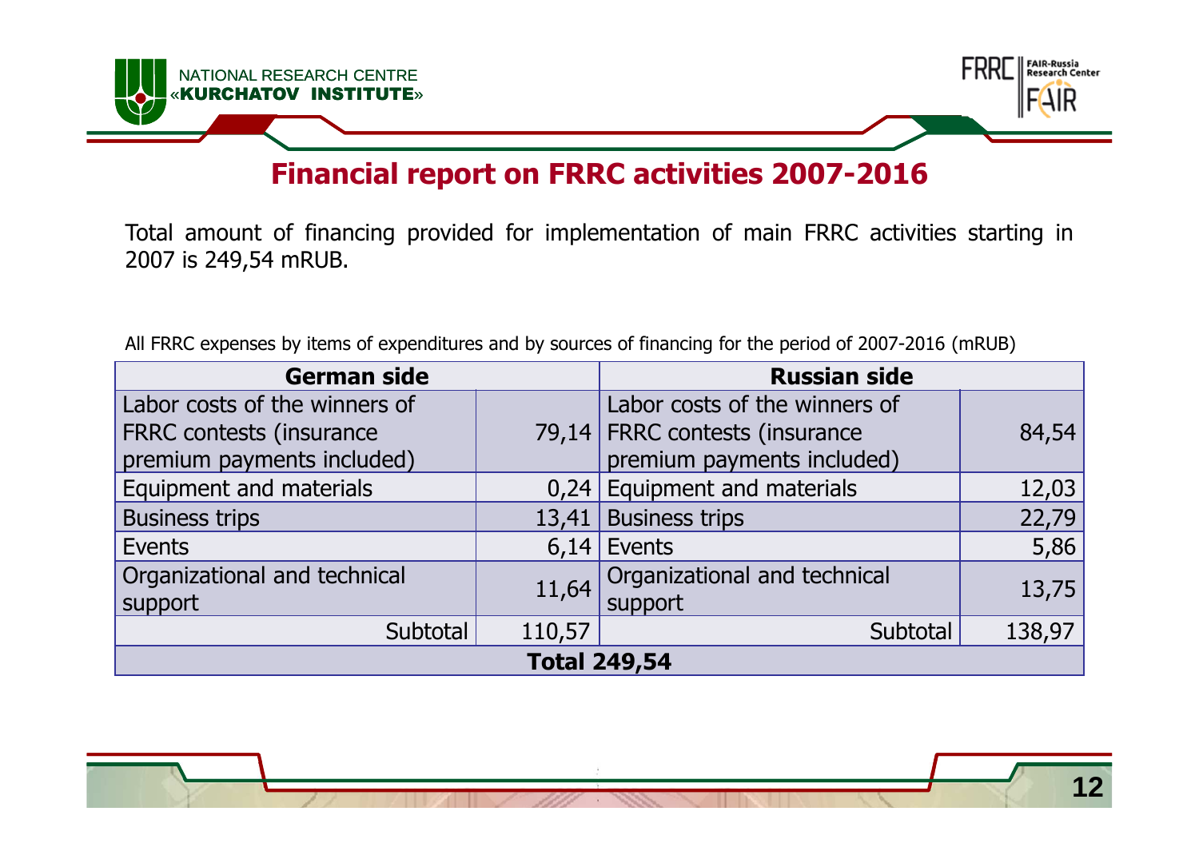## Financial report on FRRC activities 2007-2016

Total amount of financing provided for implementation of main FRRC activities starting in 2007 is 249,54 mRUB.

All FRRC expenses by items of expenditures and by sources of financing for the period of 2007-2016 (mRUB)

| German side | | Russian side | |
|---|---|---|---|
| Labor costs of the winners of FRRC contests (insurance premium payments included) | 79,14 | Labor costs of the winners of FRRC contests (insurance premium payments included) | 84,54 |
| Equipment and materials | 0,24 | Equipment and materials | 12,03 |
| Business trips | 13,41 | Business trips | 22,79 |
| Events | 6,14 | Events | 5,86 |
| Organizational and technical support | 11,64 | Organizational and technical support | 13,75 |
| Subtotal | 110,57 | Subtotal | 138,97 |
| **Total 249,54** | | | |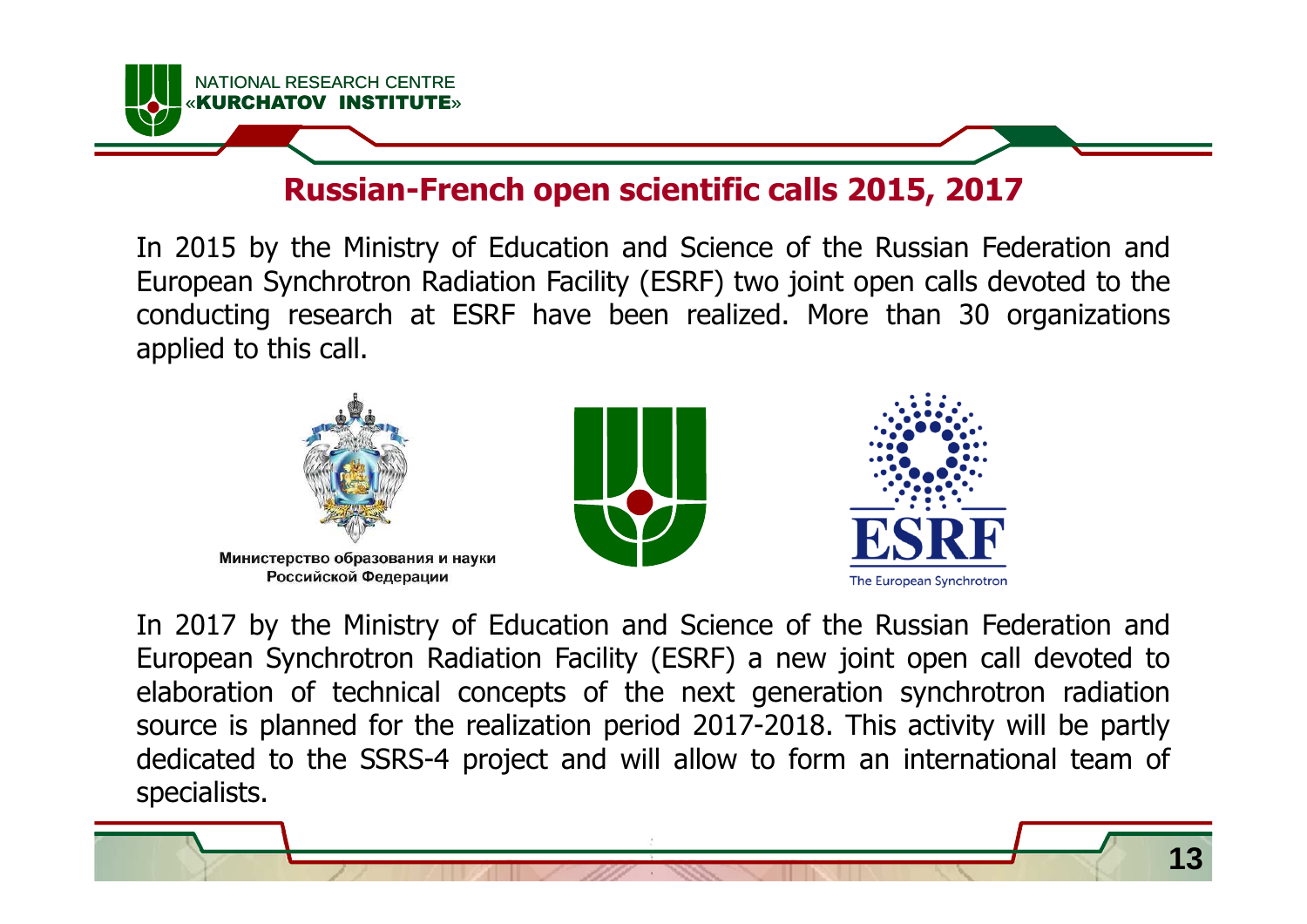## Russian-French open scientific calls 2015, 2017

In 2015 by the Ministry of Education and Science of the Russian Federation and European Synchrotron Radiation Facility (ESRF) two joint open calls devoted to the conducting research at ESRF have been realized. More than 30 organizations applied to this call.

Министерство образования и науки Российской Федерации

The European Synchrotron

In 2017 by the Ministry of Education and Science of the Russian Federation and European Synchrotron Radiation Facility (ESRF) a new joint open call devoted to elaboration of technical concepts of the next generation synchrotron radiation source is planned for the realization period 2017-2018. This activity will be partly dedicated to the SSRS-4 project and will allow to form an international team of specialists.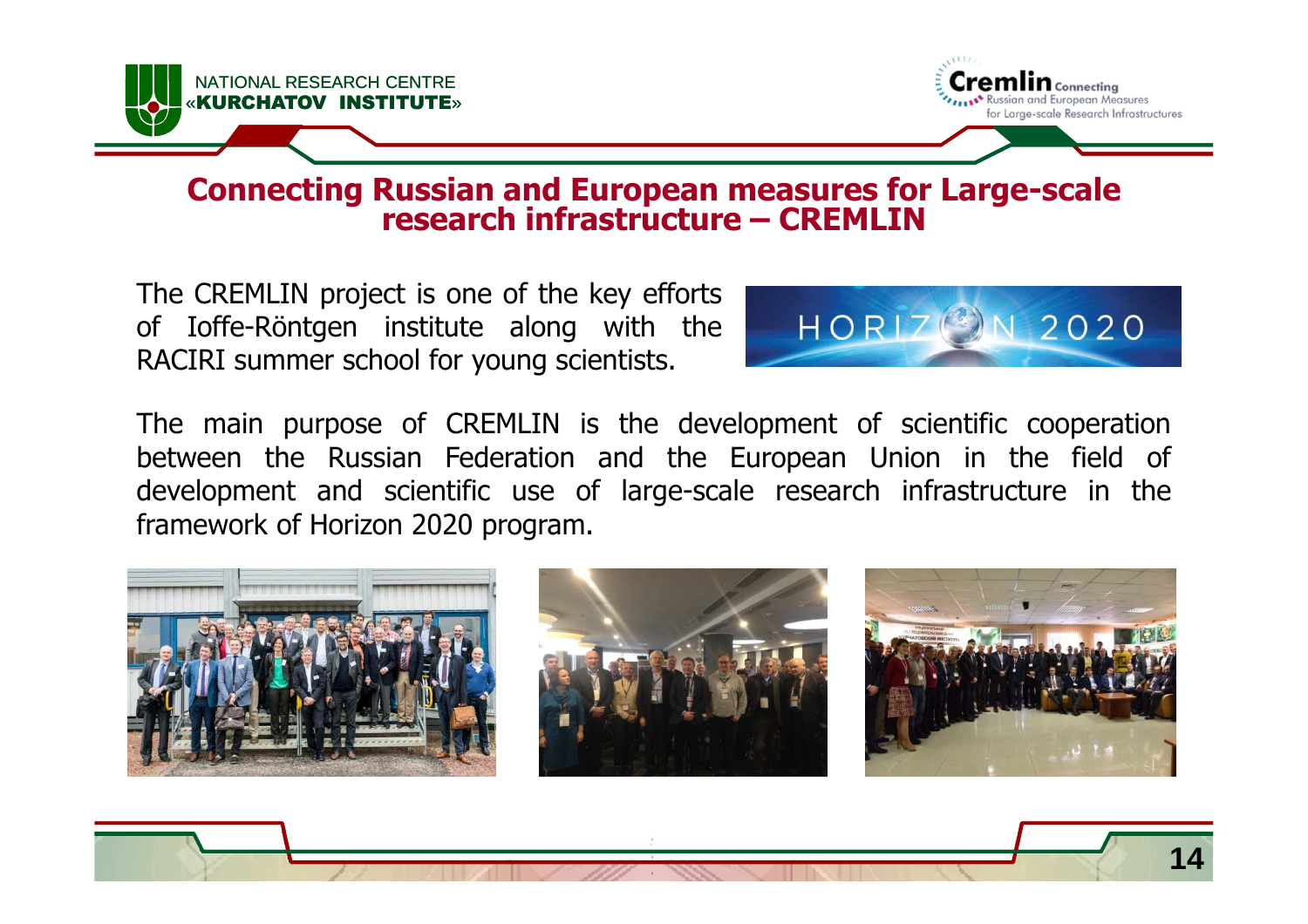## Connecting Russian and European measures for Large-scale research infrastructure – CREMLIN

The CREMLIN project is one of the key efforts of Ioffe-Röntgen institute along with the RACIRI summer school for young scientists.

The main purpose of CREMLIN is the development of scientific cooperation between the Russian Federation and the European Union in the field of development and scientific use of large-scale research infrastructure in the framework of Horizon 2020 program.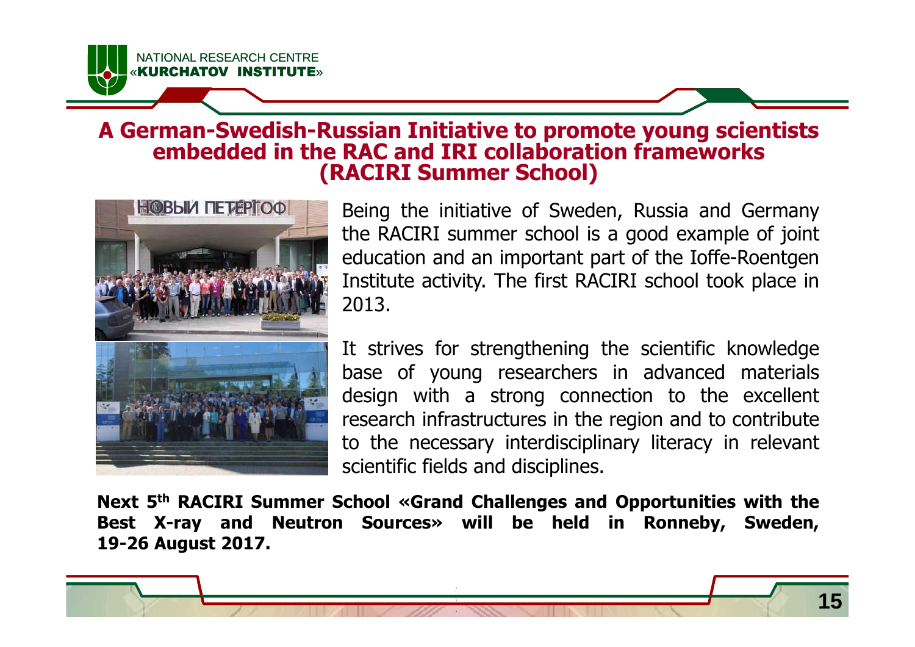# A German-Swedish-Russian Initiative to promote young scientists embedded in the RAC and IRI collaboration frameworks (RACIRI Summer School)

Being the initiative of Sweden, Russia and Germany the RACIRI summer school is a good example of joint education and an important part of the Ioffe-Roentgen Institute activity. The first RACIRI school took place in 2013.

It strives for strengthening the scientific knowledge base of young researchers in advanced materials design with a strong connection to the excellent research infrastructures in the region and to contribute to the necessary interdisciplinary literacy in relevant scientific fields and disciplines.

**Next 5th RACIRI Summer School «Grand Challenges and Opportunities with the Best X-ray and Neutron Sources» will be held in Ronneby, Sweden, 19-26 August 2017.**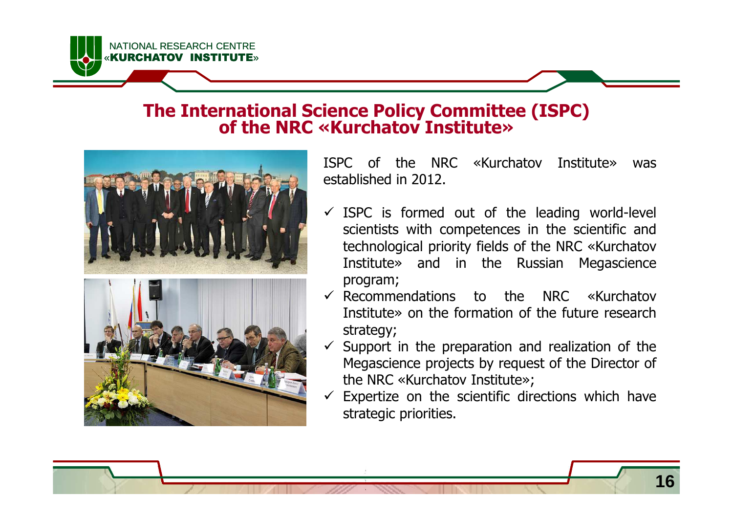# The International Science Policy Committee (ISPC) of the NRC «Kurchatov Institute»

ISPC of the NRC «Kurchatov Institute» was established in 2012.

- ✓ ISPC is formed out of the leading world-level scientists with competences in the scientific and technological priority fields of the NRC «Kurchatov Institute» and in the Russian Megascience program;
- ✓ Recommendations to the NRC «Kurchatov Institute» on the formation of the future research strategy;
- ✓ Support in the preparation and realization of the Megascience projects by request of the Director of the NRC «Kurchatov Institute»;
- ✓ Expertize on the scientific directions which have strategic priorities.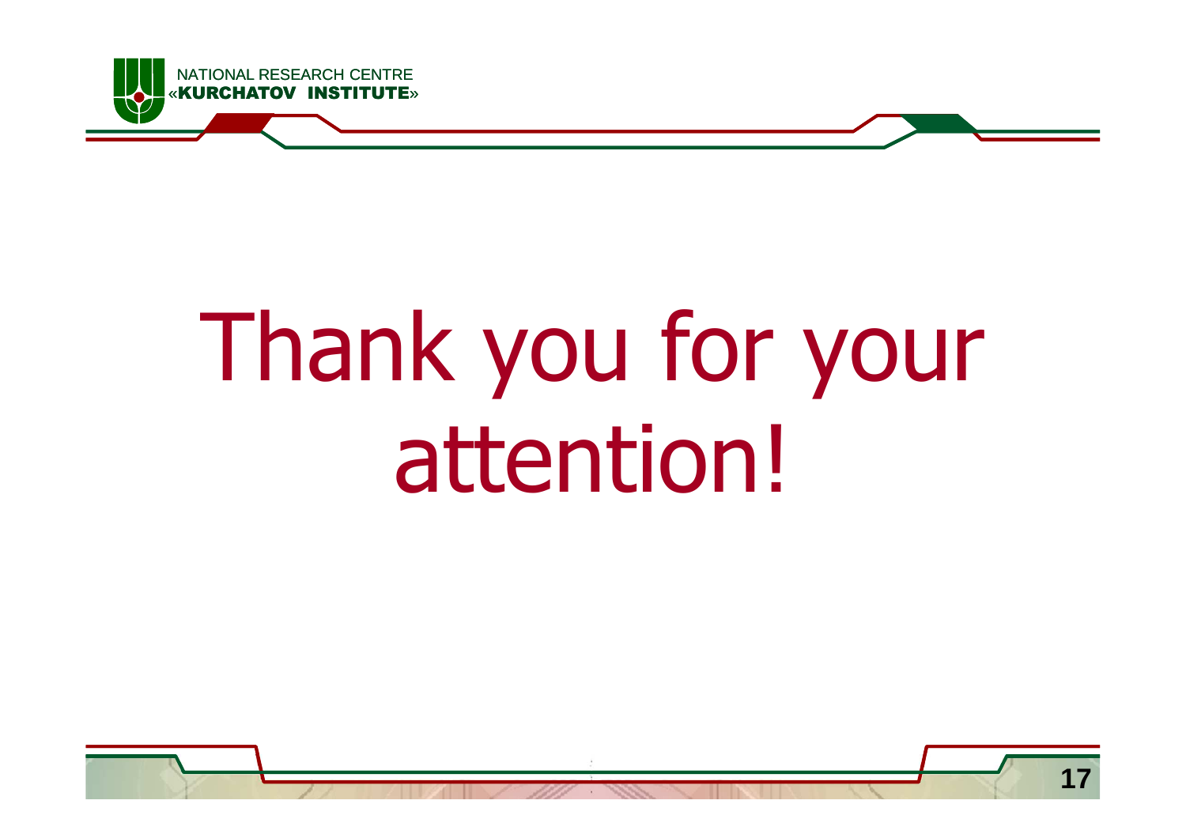NATIONAL RESEARCH CENTRE
«KURCHATOV INSTITUTE»

# Thank you for your attention!